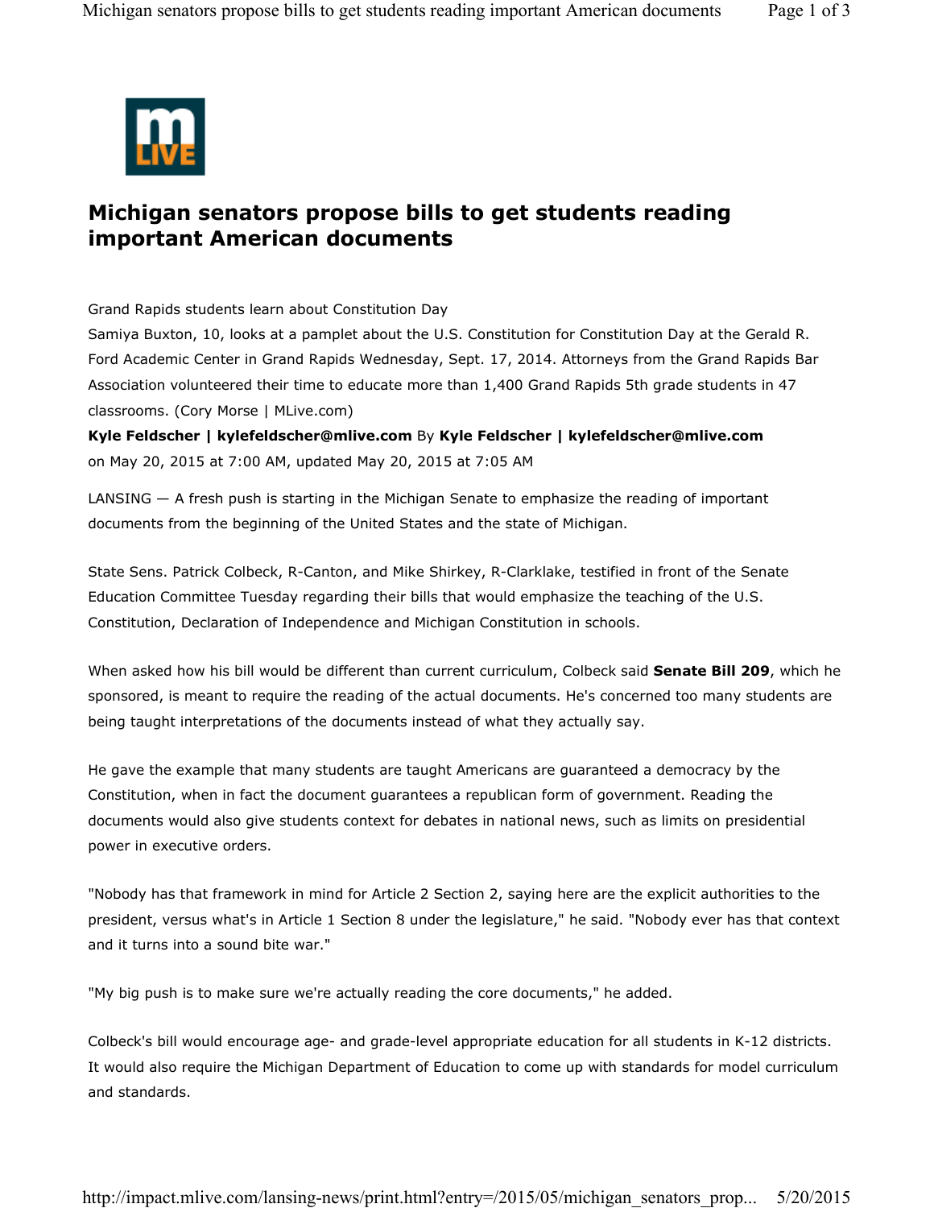# Michigan senators propose bills to get students reading important American documents

Grand Rapids students learn about Constitution Day

Samiya Buxton, 10, looks at a pamplet about the U.S. Constitution for Constitution Day at the Gerald R. Ford Academic Center in Grand Rapids Wednesday, Sept. 17, 2014. Attorneys from the Grand Rapids Bar Association volunteered their time to educate more than 1,400 Grand Rapids 5th grade students in 47 classrooms. (Cory Morse | MLive.com)

**Kyle Feldscher | kylefeldscher@mlive.com** By **Kyle Feldscher | kylefeldscher@mlive.com** on May 20, 2015 at 7:00 AM, updated May 20, 2015 at 7:05 AM

LANSING — A fresh push is starting in the Michigan Senate to emphasize the reading of important documents from the beginning of the United States and the state of Michigan.

State Sens. Patrick Colbeck, R-Canton, and Mike Shirkey, R-Clarklake, testified in front of the Senate Education Committee Tuesday regarding their bills that would emphasize the teaching of the U.S. Constitution, Declaration of Independence and Michigan Constitution in schools.

When asked how his bill would be different than current curriculum, Colbeck said **Senate Bill 209**, which he sponsored, is meant to require the reading of the actual documents. He's concerned too many students are being taught interpretations of the documents instead of what they actually say.

He gave the example that many students are taught Americans are guaranteed a democracy by the Constitution, when in fact the document guarantees a republican form of government. Reading the documents would also give students context for debates in national news, such as limits on presidential power in executive orders.

"Nobody has that framework in mind for Article 2 Section 2, saying here are the explicit authorities to the president, versus what's in Article 1 Section 8 under the legislature," he said. "Nobody ever has that context and it turns into a sound bite war."

"My big push is to make sure we're actually reading the core documents," he added.

Colbeck's bill would encourage age- and grade-level appropriate education for all students in K-12 districts. It would also require the Michigan Department of Education to come up with standards for model curriculum and standards.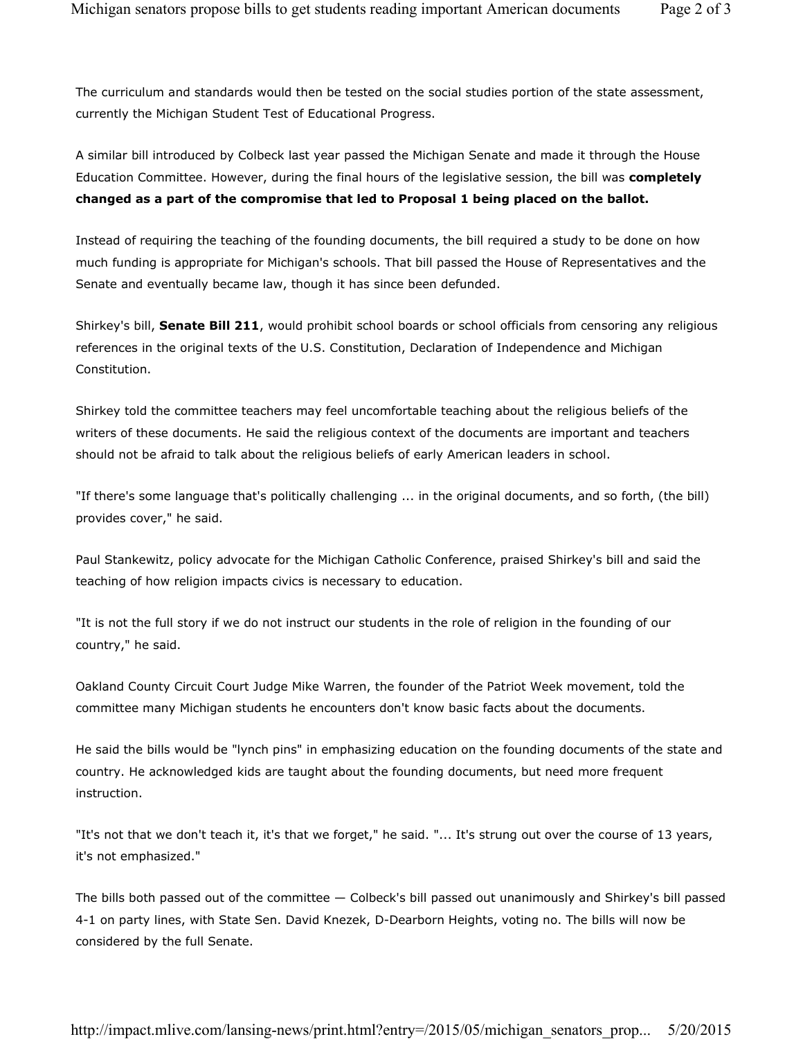The curriculum and standards would then be tested on the social studies portion of the state assessment, currently the Michigan Student Test of Educational Progress.

A similar bill introduced by Colbeck last year passed the Michigan Senate and made it through the House Education Committee. However, during the final hours of the legislative session, the bill was **completely changed as a part of the compromise that led to Proposal 1 being placed on the ballot.**

Instead of requiring the teaching of the founding documents, the bill required a study to be done on how much funding is appropriate for Michigan's schools. That bill passed the House of Representatives and the Senate and eventually became law, though it has since been defunded.

Shirkey's bill, **Senate Bill 211**, would prohibit school boards or school officials from censoring any religious references in the original texts of the U.S. Constitution, Declaration of Independence and Michigan Constitution.

Shirkey told the committee teachers may feel uncomfortable teaching about the religious beliefs of the writers of these documents. He said the religious context of the documents are important and teachers should not be afraid to talk about the religious beliefs of early American leaders in school.

"If there's some language that's politically challenging ... in the original documents, and so forth, (the bill) provides cover," he said.

Paul Stankewitz, policy advocate for the Michigan Catholic Conference, praised Shirkey's bill and said the teaching of how religion impacts civics is necessary to education.

"It is not the full story if we do not instruct our students in the role of religion in the founding of our country," he said.

Oakland County Circuit Court Judge Mike Warren, the founder of the Patriot Week movement, told the committee many Michigan students he encounters don't know basic facts about the documents.

He said the bills would be "lynch pins" in emphasizing education on the founding documents of the state and country. He acknowledged kids are taught about the founding documents, but need more frequent instruction.

"It's not that we don't teach it, it's that we forget," he said. "... It's strung out over the course of 13 years, it's not emphasized."

The bills both passed out of the committee — Colbeck's bill passed out unanimously and Shirkey's bill passed 4-1 on party lines, with State Sen. David Knezek, D-Dearborn Heights, voting no. The bills will now be considered by the full Senate.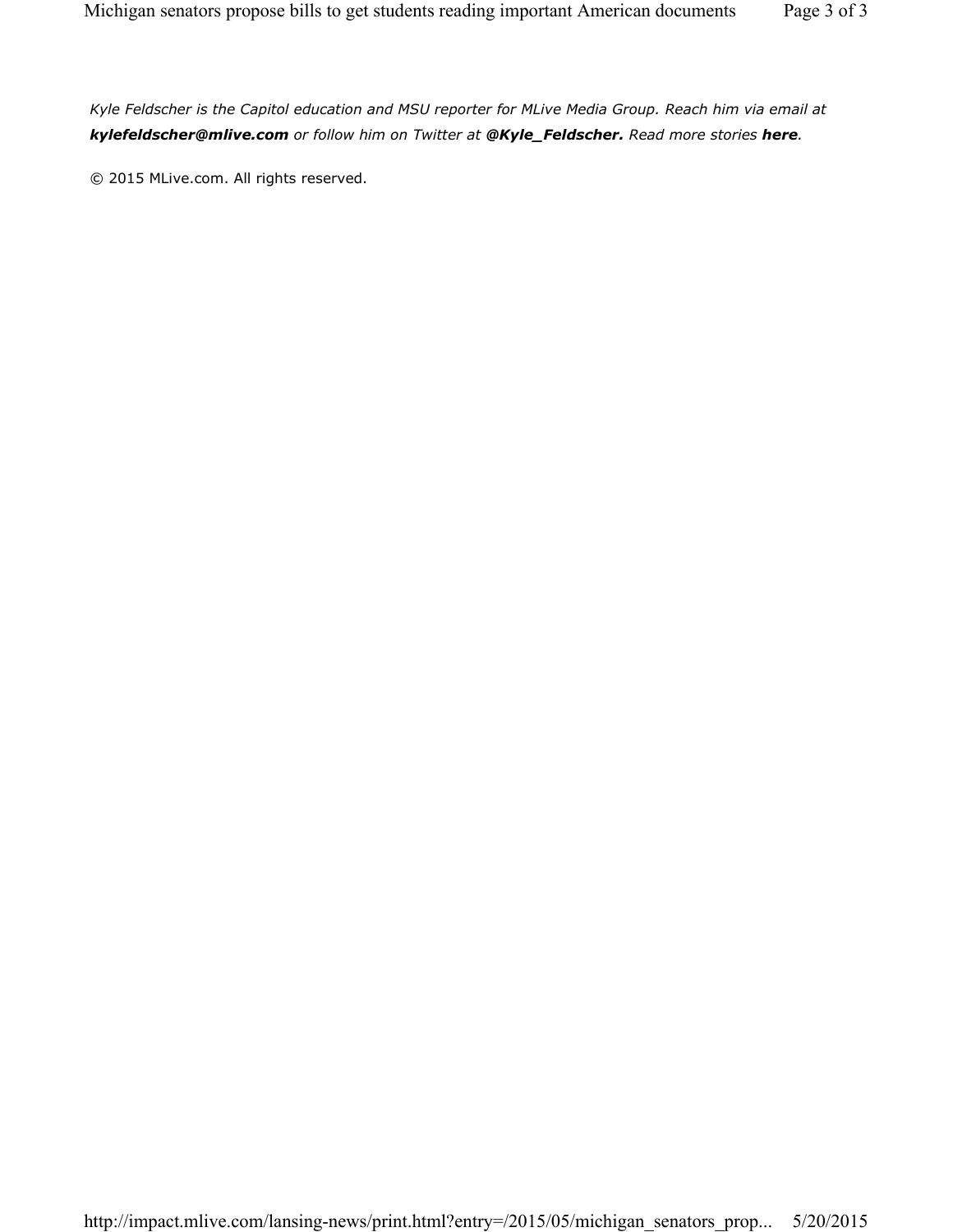*Kyle Feldscher is the Capitol education and MSU reporter for MLive Media Group. Reach him via email at **kylefeldscher@mlive.com** or follow him on Twitter at **@Kyle_Feldscher.** Read more stories **here**.*

© 2015 MLive.com. All rights reserved.